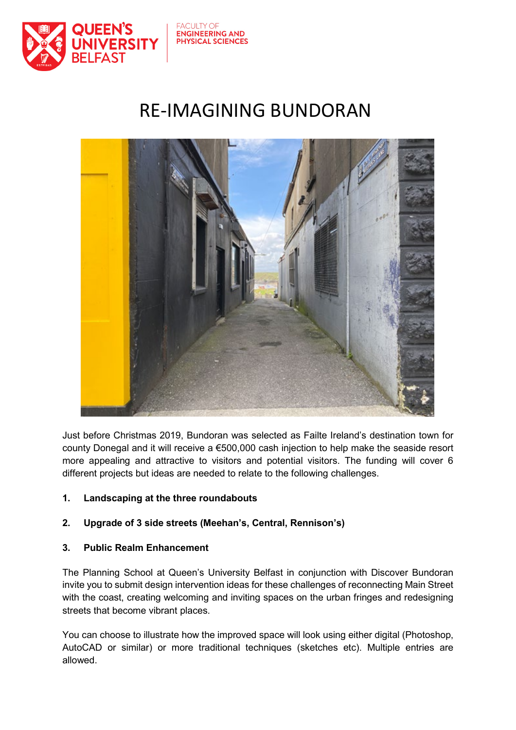QUEEN'S UNIVERSITY BELFAST

FACULTY OF ENGINEERING AND PHYSICAL SCIENCES

# RE-IMAGINING BUNDORAN

Just before Christmas 2019, Bundoran was selected as Failte Ireland's destination town for county Donegal and it will receive a €500,000 cash injection to help make the seaside resort more appealing and attractive to visitors and potential visitors. The funding will cover 6 different projects but ideas are needed to relate to the following challenges.

1. **Landscaping at the three roundabouts**

2. **Upgrade of 3 side streets (Meehan's, Central, Rennison's)**

3. **Public Realm Enhancement**

The Planning School at Queen's University Belfast in conjunction with Discover Bundoran invite you to submit design intervention ideas for these challenges of reconnecting Main Street with the coast, creating welcoming and inviting spaces on the urban fringes and redesigning streets that become vibrant places.

You can choose to illustrate how the improved space will look using either digital (Photoshop, AutoCAD or similar) or more traditional techniques (sketches etc). Multiple entries are allowed.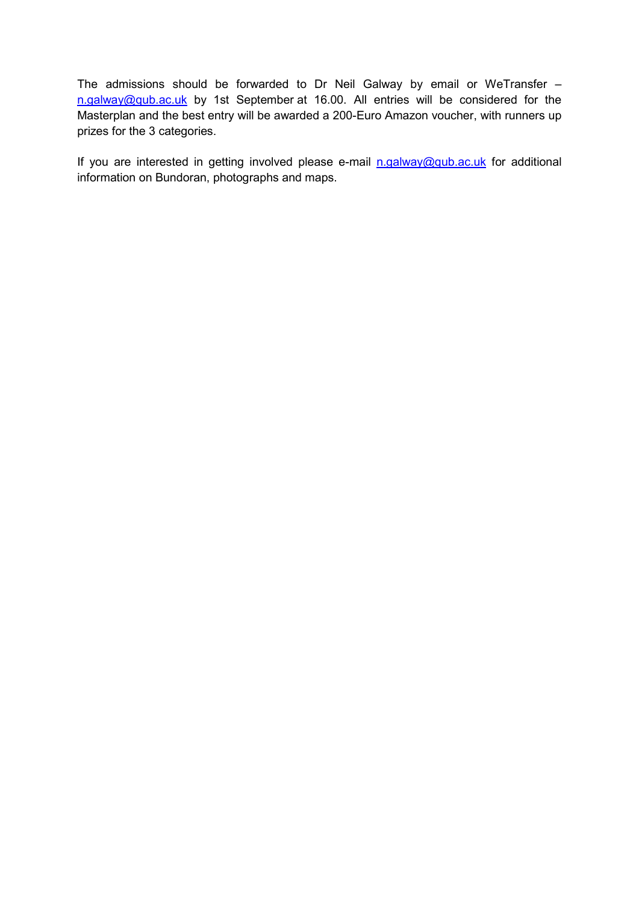The admissions should be forwarded to Dr Neil Galway by email or WeTransfer – n.galway@qub.ac.uk by 1st September at 16.00. All entries will be considered for the Masterplan and the best entry will be awarded a 200-Euro Amazon voucher, with runners up prizes for the 3 categories.

If you are interested in getting involved please e-mail n.galway@qub.ac.uk for additional information on Bundoran, photographs and maps.